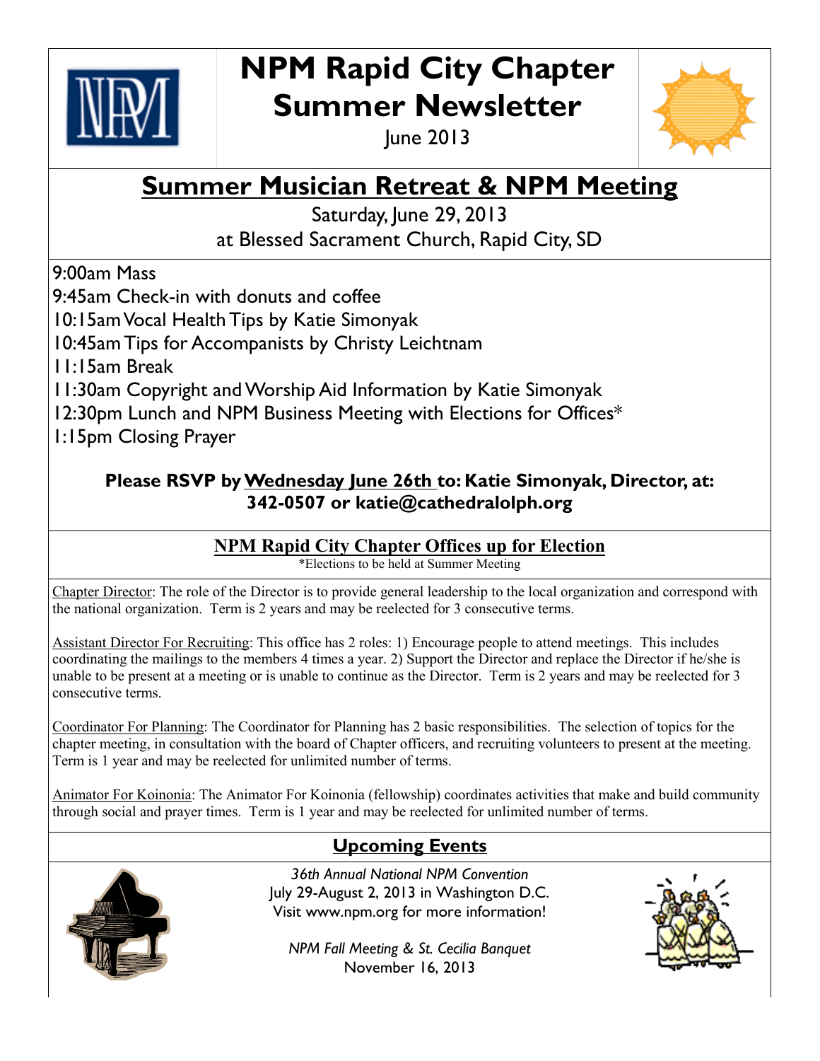# NPM Rapid City Chapter Summer Newsletter

June 2013

## Summer Musician Retreat & NPM Meeting

Saturday, June 29, 2013

at Blessed Sacrament Church, Rapid City, SD

9:00am Mass

9:45am Check-in with donuts and coffee

10:15am Vocal Health Tips by Katie Simonyak

10:45am Tips for Accompanists by Christy Leichtnam

11:15am Break

11:30am Copyright and Worship Aid Information by Katie Simonyak

12:30pm Lunch and NPM Business Meeting with Elections for Offices*

1:15pm Closing Prayer

**Please RSVP by Wednesday June 26th to: Katie Simonyak, Director, at: 342-0507 or katie@cathedralolph.org**

### NPM Rapid City Chapter Offices up for Election

*Elections to be held at Summer Meeting

Chapter Director: The role of the Director is to provide general leadership to the local organization and correspond with the national organization. Term is 2 years and may be reelected for 3 consecutive terms.

Assistant Director For Recruiting: This office has 2 roles: 1) Encourage people to attend meetings. This includes coordinating the mailings to the members 4 times a year. 2) Support the Director and replace the Director if he/she is unable to be present at a meeting or is unable to continue as the Director. Term is 2 years and may be reelected for 3 consecutive terms.

Coordinator For Planning: The Coordinator for Planning has 2 basic responsibilities. The selection of topics for the chapter meeting, in consultation with the board of Chapter officers, and recruiting volunteers to present at the meeting. Term is 1 year and may be reelected for unlimited number of terms.

Animator For Koinonia: The Animator For Koinonia (fellowship) coordinates activities that make and build community through social and prayer times. Term is 1 year and may be reelected for unlimited number of terms.

### Upcoming Events

*36th Annual National NPM Convention*
July 29-August 2, 2013 in Washington D.C.
Visit www.npm.org for more information!

*NPM Fall Meeting & St. Cecilia Banquet*
November 16, 2013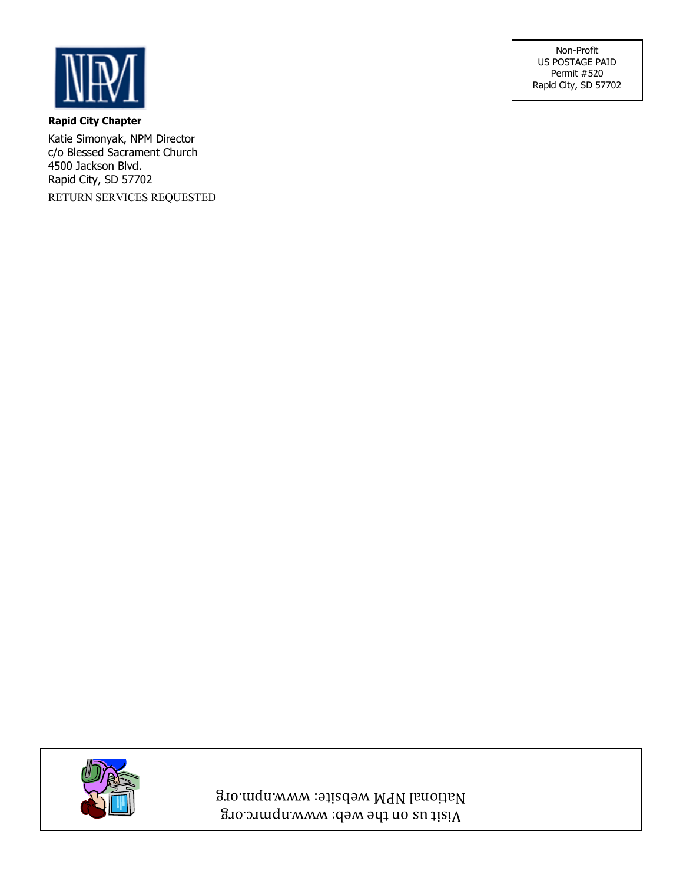**Rapid City Chapter**

Katie Simonyak, NPM Director
c/o Blessed Sacrament Church
4500 Jackson Blvd.
Rapid City, SD 57702

RETURN SERVICES REQUESTED

Non-Profit
US POSTAGE PAID
Permit #520
Rapid City, SD 57702

Visit us on the web: www.npmrc.org
National NPM website: www.npm.org